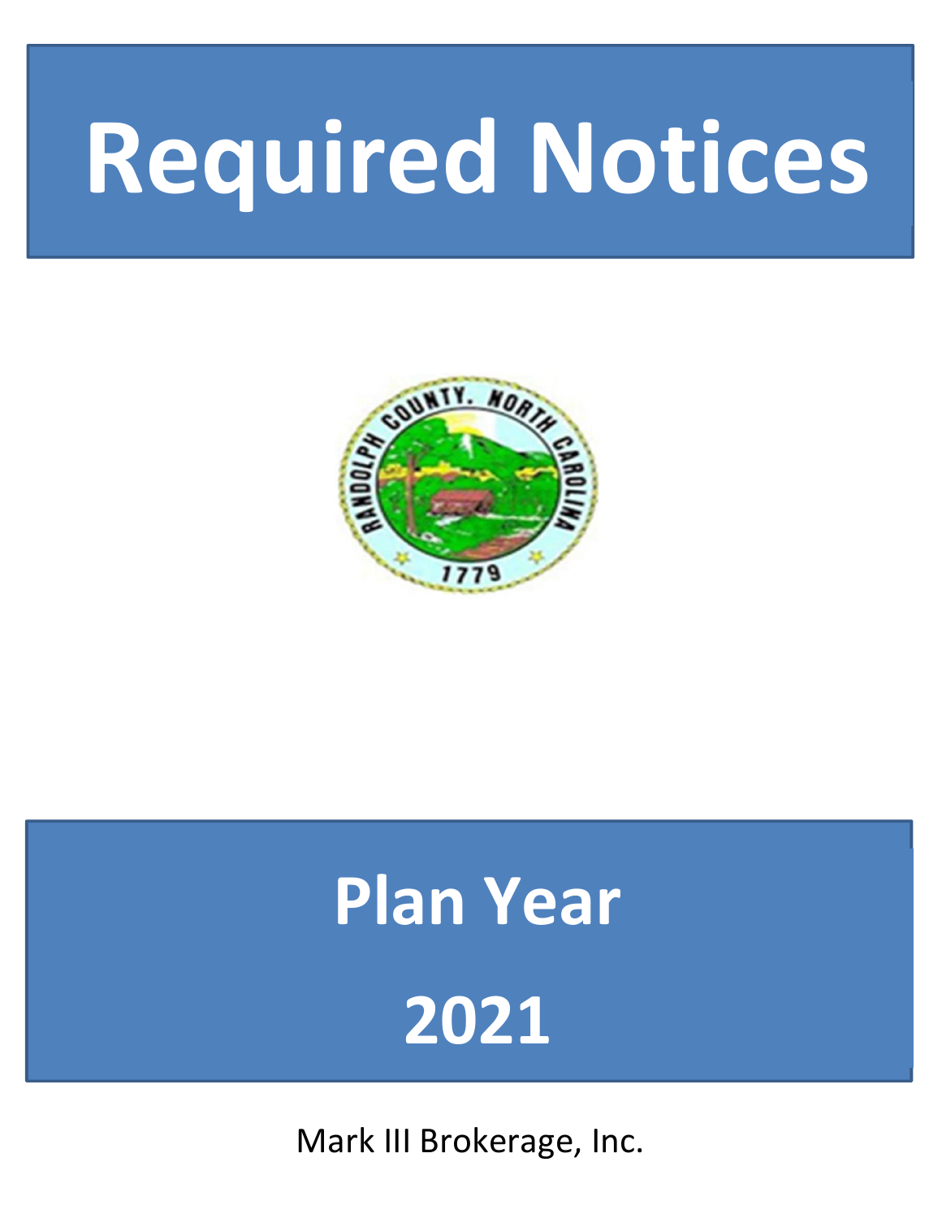# Required Notices

## Plan Year

## 2021

Mark III Brokerage, Inc.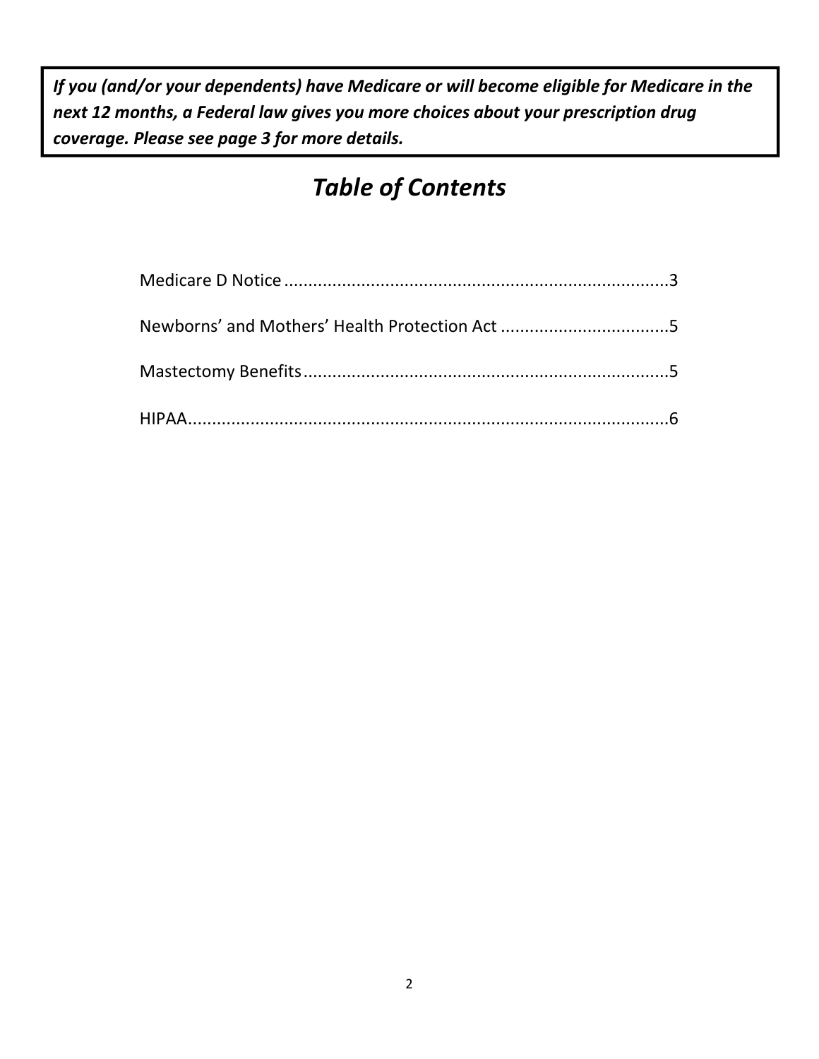***If you (and/or your dependents) have Medicare or will become eligible for Medicare in the next 12 months, a Federal law gives you more choices about your prescription drug coverage. Please see page 3 for more details.***

# *Table of Contents*

Medicare D Notice ................................................................................3

Newborns' and Mothers' Health Protection Act ...................................5

Mastectomy Benefits............................................................................5

HIPAA....................................................................................................6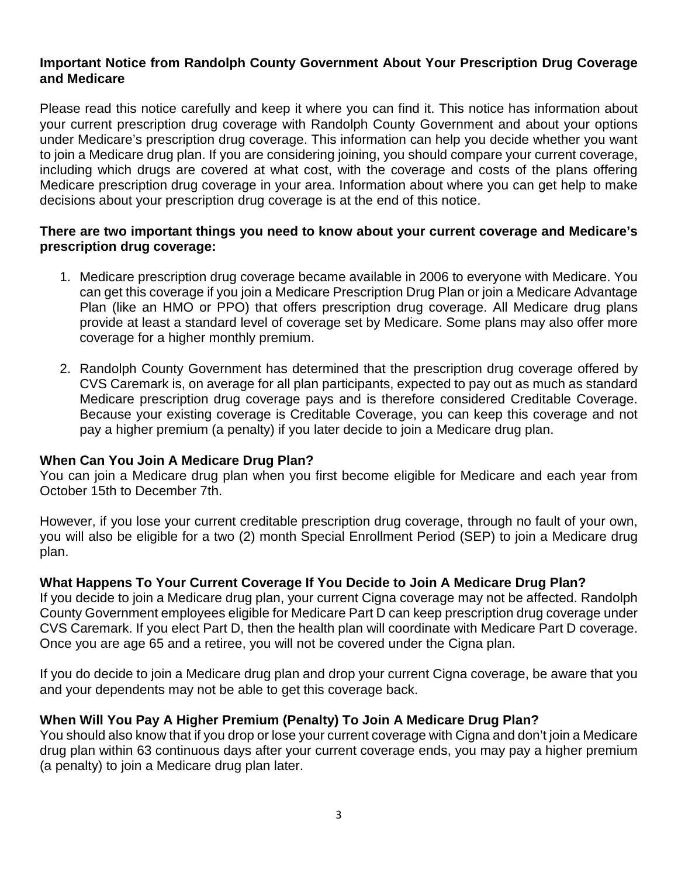**Important Notice from Randolph County Government About Your Prescription Drug Coverage and Medicare**

Please read this notice carefully and keep it where you can find it. This notice has information about your current prescription drug coverage with Randolph County Government and about your options under Medicare's prescription drug coverage. This information can help you decide whether you want to join a Medicare drug plan. If you are considering joining, you should compare your current coverage, including which drugs are covered at what cost, with the coverage and costs of the plans offering Medicare prescription drug coverage in your area. Information about where you can get help to make decisions about your prescription drug coverage is at the end of this notice.

**There are two important things you need to know about your current coverage and Medicare's prescription drug coverage:**

1. Medicare prescription drug coverage became available in 2006 to everyone with Medicare. You can get this coverage if you join a Medicare Prescription Drug Plan or join a Medicare Advantage Plan (like an HMO or PPO) that offers prescription drug coverage. All Medicare drug plans provide at least a standard level of coverage set by Medicare. Some plans may also offer more coverage for a higher monthly premium.

2. Randolph County Government has determined that the prescription drug coverage offered by CVS Caremark is, on average for all plan participants, expected to pay out as much as standard Medicare prescription drug coverage pays and is therefore considered Creditable Coverage. Because your existing coverage is Creditable Coverage, you can keep this coverage and not pay a higher premium (a penalty) if you later decide to join a Medicare drug plan.

**When Can You Join A Medicare Drug Plan?**

You can join a Medicare drug plan when you first become eligible for Medicare and each year from October 15th to December 7th.

However, if you lose your current creditable prescription drug coverage, through no fault of your own, you will also be eligible for a two (2) month Special Enrollment Period (SEP) to join a Medicare drug plan.

**What Happens To Your Current Coverage If You Decide to Join A Medicare Drug Plan?**

If you decide to join a Medicare drug plan, your current Cigna coverage may not be affected. Randolph County Government employees eligible for Medicare Part D can keep prescription drug coverage under CVS Caremark. If you elect Part D, then the health plan will coordinate with Medicare Part D coverage. Once you are age 65 and a retiree, you will not be covered under the Cigna plan.

If you do decide to join a Medicare drug plan and drop your current Cigna coverage, be aware that you and your dependents may not be able to get this coverage back.

**When Will You Pay A Higher Premium (Penalty) To Join A Medicare Drug Plan?**

You should also know that if you drop or lose your current coverage with Cigna and don't join a Medicare drug plan within 63 continuous days after your current coverage ends, you may pay a higher premium (a penalty) to join a Medicare drug plan later.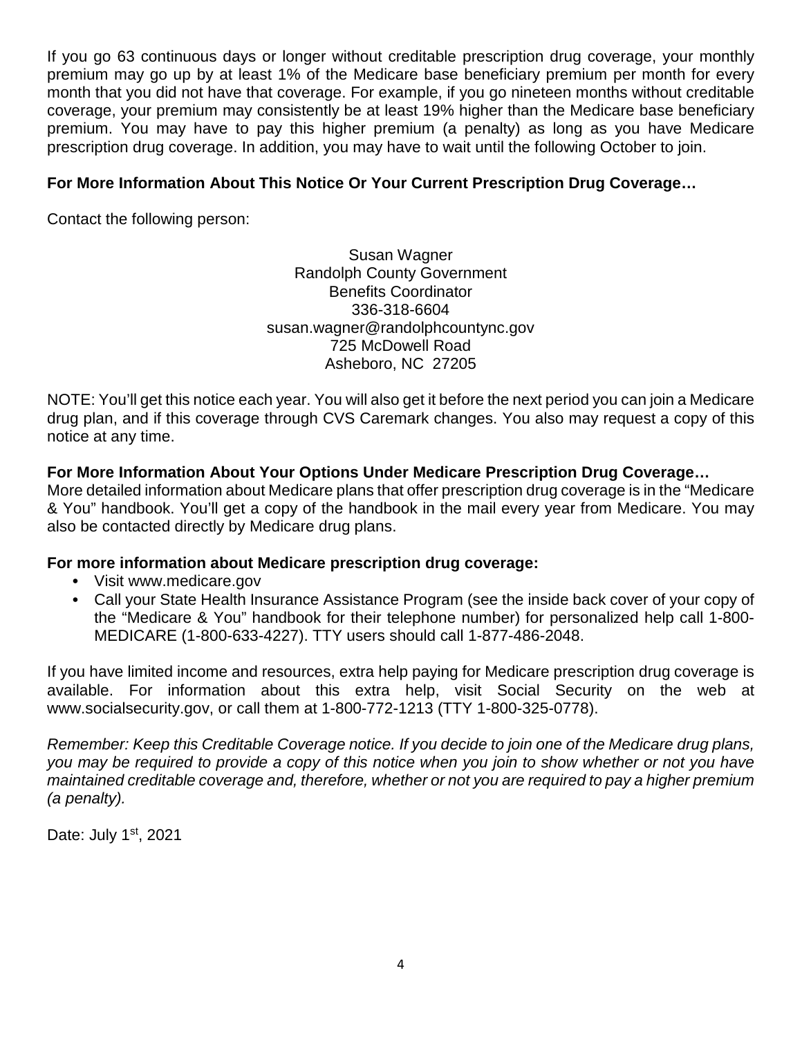If you go 63 continuous days or longer without creditable prescription drug coverage, your monthly premium may go up by at least 1% of the Medicare base beneficiary premium per month for every month that you did not have that coverage. For example, if you go nineteen months without creditable coverage, your premium may consistently be at least 19% higher than the Medicare base beneficiary premium. You may have to pay this higher premium (a penalty) as long as you have Medicare prescription drug coverage. In addition, you may have to wait until the following October to join.

**For More Information About This Notice Or Your Current Prescription Drug Coverage…**

Contact the following person:

Susan Wagner
Randolph County Government
Benefits Coordinator
336-318-6604
susan.wagner@randolphcountync.gov
725 McDowell Road
Asheboro, NC 27205

NOTE: You'll get this notice each year. You will also get it before the next period you can join a Medicare drug plan, and if this coverage through CVS Caremark changes. You also may request a copy of this notice at any time.

**For More Information About Your Options Under Medicare Prescription Drug Coverage…**

More detailed information about Medicare plans that offer prescription drug coverage is in the "Medicare & You" handbook. You'll get a copy of the handbook in the mail every year from Medicare. You may also be contacted directly by Medicare drug plans.

**For more information about Medicare prescription drug coverage:**

- Visit www.medicare.gov
- Call your State Health Insurance Assistance Program (see the inside back cover of your copy of the "Medicare & You" handbook for their telephone number) for personalized help call 1-800-MEDICARE (1-800-633-4227). TTY users should call 1-877-486-2048.

If you have limited income and resources, extra help paying for Medicare prescription drug coverage is available. For information about this extra help, visit Social Security on the web at www.socialsecurity.gov, or call them at 1-800-772-1213 (TTY 1-800-325-0778).

*Remember: Keep this Creditable Coverage notice. If you decide to join one of the Medicare drug plans, you may be required to provide a copy of this notice when you join to show whether or not you have maintained creditable coverage and, therefore, whether or not you are required to pay a higher premium (a penalty).*

Date: July 1st, 2021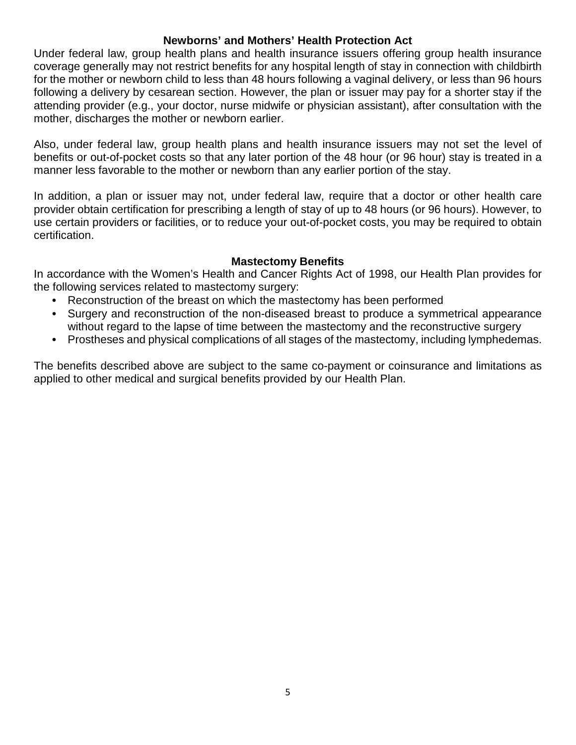## Newborns' and Mothers' Health Protection Act

Under federal law, group health plans and health insurance issuers offering group health insurance coverage generally may not restrict benefits for any hospital length of stay in connection with childbirth for the mother or newborn child to less than 48 hours following a vaginal delivery, or less than 96 hours following a delivery by cesarean section. However, the plan or issuer may pay for a shorter stay if the attending provider (e.g., your doctor, nurse midwife or physician assistant), after consultation with the mother, discharges the mother or newborn earlier.

Also, under federal law, group health plans and health insurance issuers may not set the level of benefits or out-of-pocket costs so that any later portion of the 48 hour (or 96 hour) stay is treated in a manner less favorable to the mother or newborn than any earlier portion of the stay.

In addition, a plan or issuer may not, under federal law, require that a doctor or other health care provider obtain certification for prescribing a length of stay of up to 48 hours (or 96 hours). However, to use certain providers or facilities, or to reduce your out-of-pocket costs, you may be required to obtain certification.

## Mastectomy Benefits

In accordance with the Women's Health and Cancer Rights Act of 1998, our Health Plan provides for the following services related to mastectomy surgery:

- Reconstruction of the breast on which the mastectomy has been performed
- Surgery and reconstruction of the non-diseased breast to produce a symmetrical appearance without regard to the lapse of time between the mastectomy and the reconstructive surgery
- Prostheses and physical complications of all stages of the mastectomy, including lymphedemas.

The benefits described above are subject to the same co-payment or coinsurance and limitations as applied to other medical and surgical benefits provided by our Health Plan.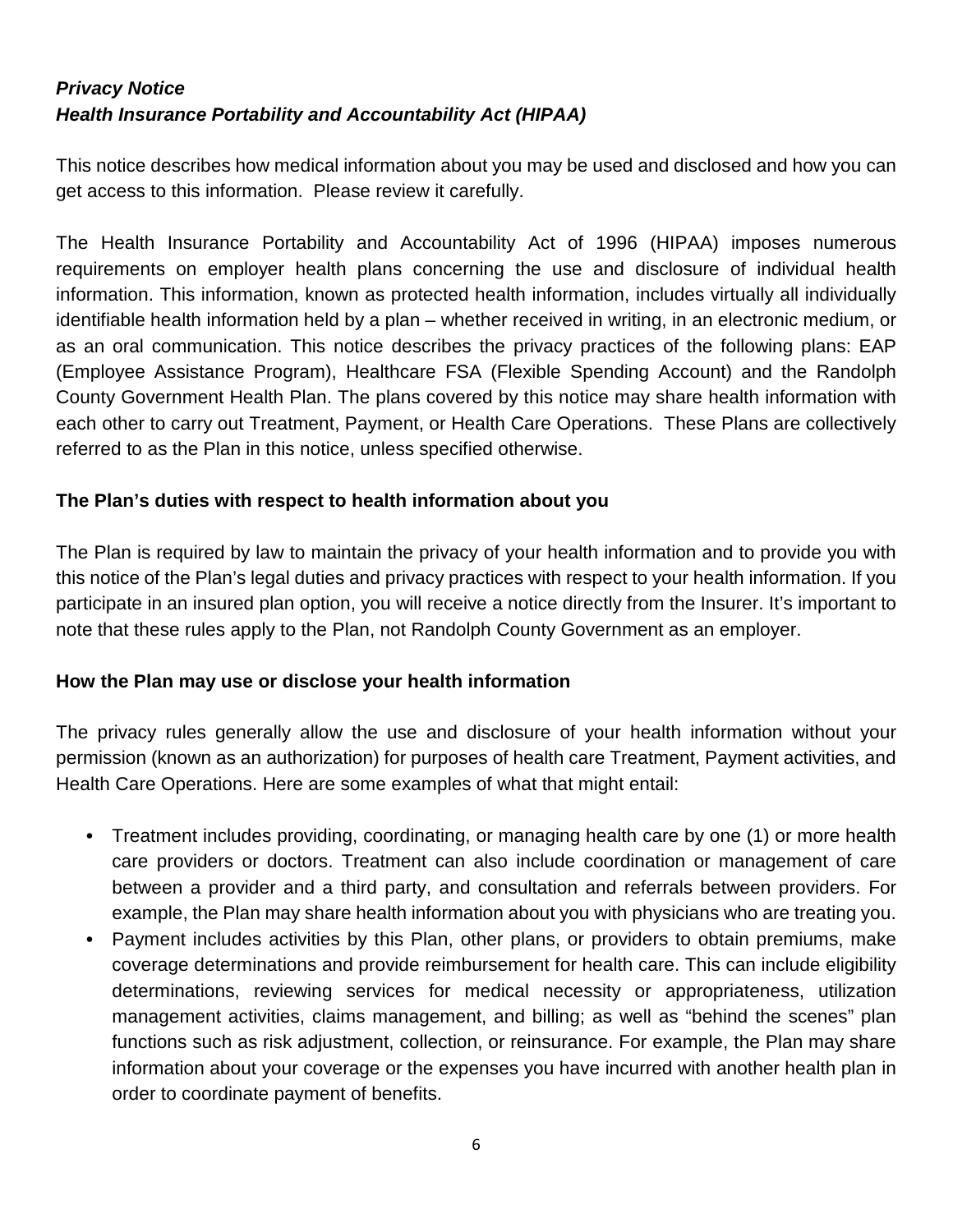***Privacy Notice***
***Health Insurance Portability and Accountability Act (HIPAA)***

This notice describes how medical information about you may be used and disclosed and how you can get access to this information. Please review it carefully.

The Health Insurance Portability and Accountability Act of 1996 (HIPAA) imposes numerous requirements on employer health plans concerning the use and disclosure of individual health information. This information, known as protected health information, includes virtually all individually identifiable health information held by a plan – whether received in writing, in an electronic medium, or as an oral communication. This notice describes the privacy practices of the following plans: EAP (Employee Assistance Program), Healthcare FSA (Flexible Spending Account) and the Randolph County Government Health Plan. The plans covered by this notice may share health information with each other to carry out Treatment, Payment, or Health Care Operations. These Plans are collectively referred to as the Plan in this notice, unless specified otherwise.

**The Plan's duties with respect to health information about you**

The Plan is required by law to maintain the privacy of your health information and to provide you with this notice of the Plan's legal duties and privacy practices with respect to your health information. If you participate in an insured plan option, you will receive a notice directly from the Insurer. It's important to note that these rules apply to the Plan, not Randolph County Government as an employer.

**How the Plan may use or disclose your health information**

The privacy rules generally allow the use and disclosure of your health information without your permission (known as an authorization) for purposes of health care Treatment, Payment activities, and Health Care Operations. Here are some examples of what that might entail:

- Treatment includes providing, coordinating, or managing health care by one (1) or more health care providers or doctors. Treatment can also include coordination or management of care between a provider and a third party, and consultation and referrals between providers. For example, the Plan may share health information about you with physicians who are treating you.
- Payment includes activities by this Plan, other plans, or providers to obtain premiums, make coverage determinations and provide reimbursement for health care. This can include eligibility determinations, reviewing services for medical necessity or appropriateness, utilization management activities, claims management, and billing; as well as "behind the scenes" plan functions such as risk adjustment, collection, or reinsurance. For example, the Plan may share information about your coverage or the expenses you have incurred with another health plan in order to coordinate payment of benefits.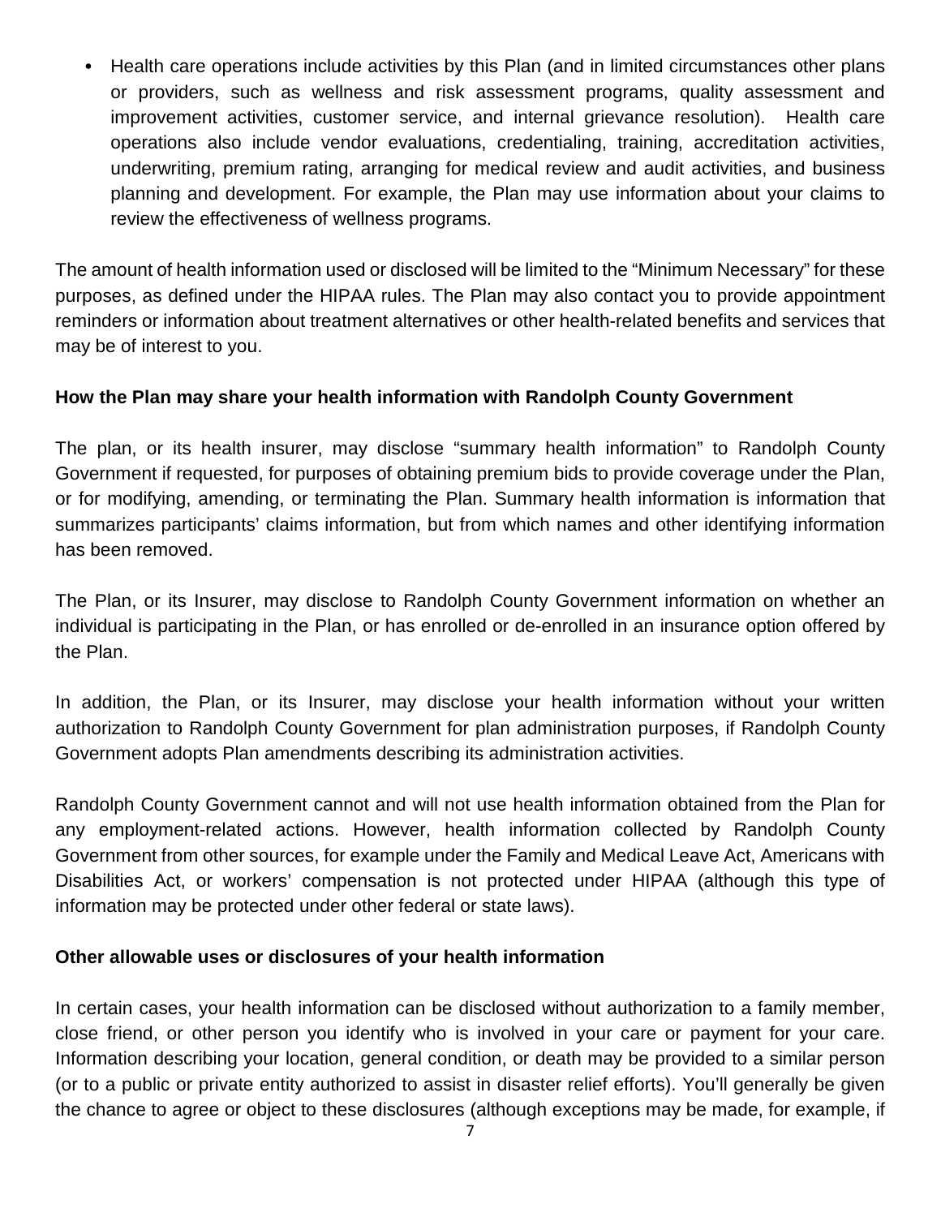- Health care operations include activities by this Plan (and in limited circumstances other plans or providers, such as wellness and risk assessment programs, quality assessment and improvement activities, customer service, and internal grievance resolution). Health care operations also include vendor evaluations, credentialing, training, accreditation activities, underwriting, premium rating, arranging for medical review and audit activities, and business planning and development. For example, the Plan may use information about your claims to review the effectiveness of wellness programs.

The amount of health information used or disclosed will be limited to the "Minimum Necessary" for these purposes, as defined under the HIPAA rules. The Plan may also contact you to provide appointment reminders or information about treatment alternatives or other health-related benefits and services that may be of interest to you.

**How the Plan may share your health information with Randolph County Government**

The plan, or its health insurer, may disclose "summary health information" to Randolph County Government if requested, for purposes of obtaining premium bids to provide coverage under the Plan, or for modifying, amending, or terminating the Plan. Summary health information is information that summarizes participants' claims information, but from which names and other identifying information has been removed.

The Plan, or its Insurer, may disclose to Randolph County Government information on whether an individual is participating in the Plan, or has enrolled or de-enrolled in an insurance option offered by the Plan.

In addition, the Plan, or its Insurer, may disclose your health information without your written authorization to Randolph County Government for plan administration purposes, if Randolph County Government adopts Plan amendments describing its administration activities.

Randolph County Government cannot and will not use health information obtained from the Plan for any employment-related actions. However, health information collected by Randolph County Government from other sources, for example under the Family and Medical Leave Act, Americans with Disabilities Act, or workers' compensation is not protected under HIPAA (although this type of information may be protected under other federal or state laws).

**Other allowable uses or disclosures of your health information**

In certain cases, your health information can be disclosed without authorization to a family member, close friend, or other person you identify who is involved in your care or payment for your care. Information describing your location, general condition, or death may be provided to a similar person (or to a public or private entity authorized to assist in disaster relief efforts). You'll generally be given the chance to agree or object to these disclosures (although exceptions may be made, for example, if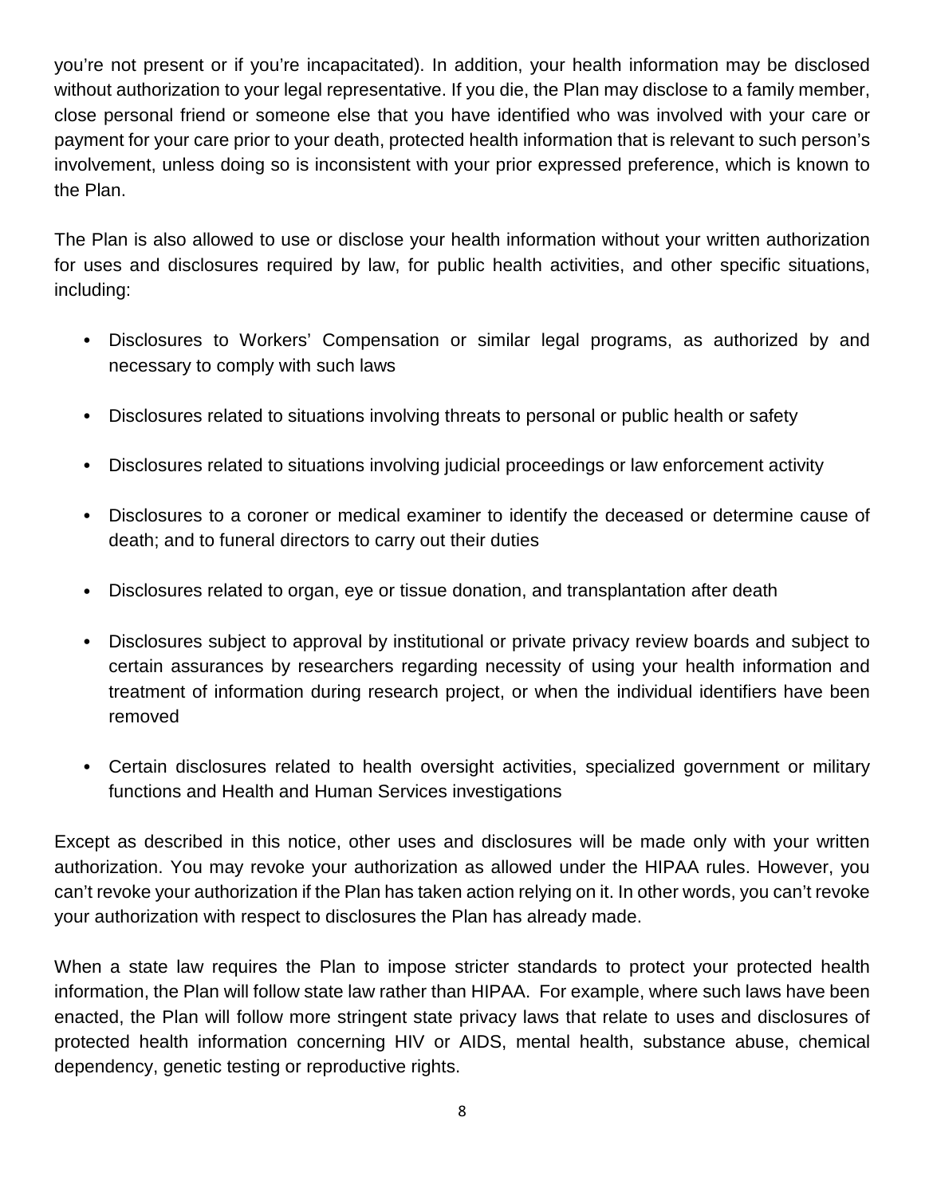you're not present or if you're incapacitated). In addition, your health information may be disclosed without authorization to your legal representative. If you die, the Plan may disclose to a family member, close personal friend or someone else that you have identified who was involved with your care or payment for your care prior to your death, protected health information that is relevant to such person's involvement, unless doing so is inconsistent with your prior expressed preference, which is known to the Plan.

The Plan is also allowed to use or disclose your health information without your written authorization for uses and disclosures required by law, for public health activities, and other specific situations, including:

- Disclosures to Workers' Compensation or similar legal programs, as authorized by and necessary to comply with such laws
- Disclosures related to situations involving threats to personal or public health or safety
- Disclosures related to situations involving judicial proceedings or law enforcement activity
- Disclosures to a coroner or medical examiner to identify the deceased or determine cause of death; and to funeral directors to carry out their duties
- Disclosures related to organ, eye or tissue donation, and transplantation after death
- Disclosures subject to approval by institutional or private privacy review boards and subject to certain assurances by researchers regarding necessity of using your health information and treatment of information during research project, or when the individual identifiers have been removed
- Certain disclosures related to health oversight activities, specialized government or military functions and Health and Human Services investigations

Except as described in this notice, other uses and disclosures will be made only with your written authorization. You may revoke your authorization as allowed under the HIPAA rules. However, you can't revoke your authorization if the Plan has taken action relying on it. In other words, you can't revoke your authorization with respect to disclosures the Plan has already made.

When a state law requires the Plan to impose stricter standards to protect your protected health information, the Plan will follow state law rather than HIPAA. For example, where such laws have been enacted, the Plan will follow more stringent state privacy laws that relate to uses and disclosures of protected health information concerning HIV or AIDS, mental health, substance abuse, chemical dependency, genetic testing or reproductive rights.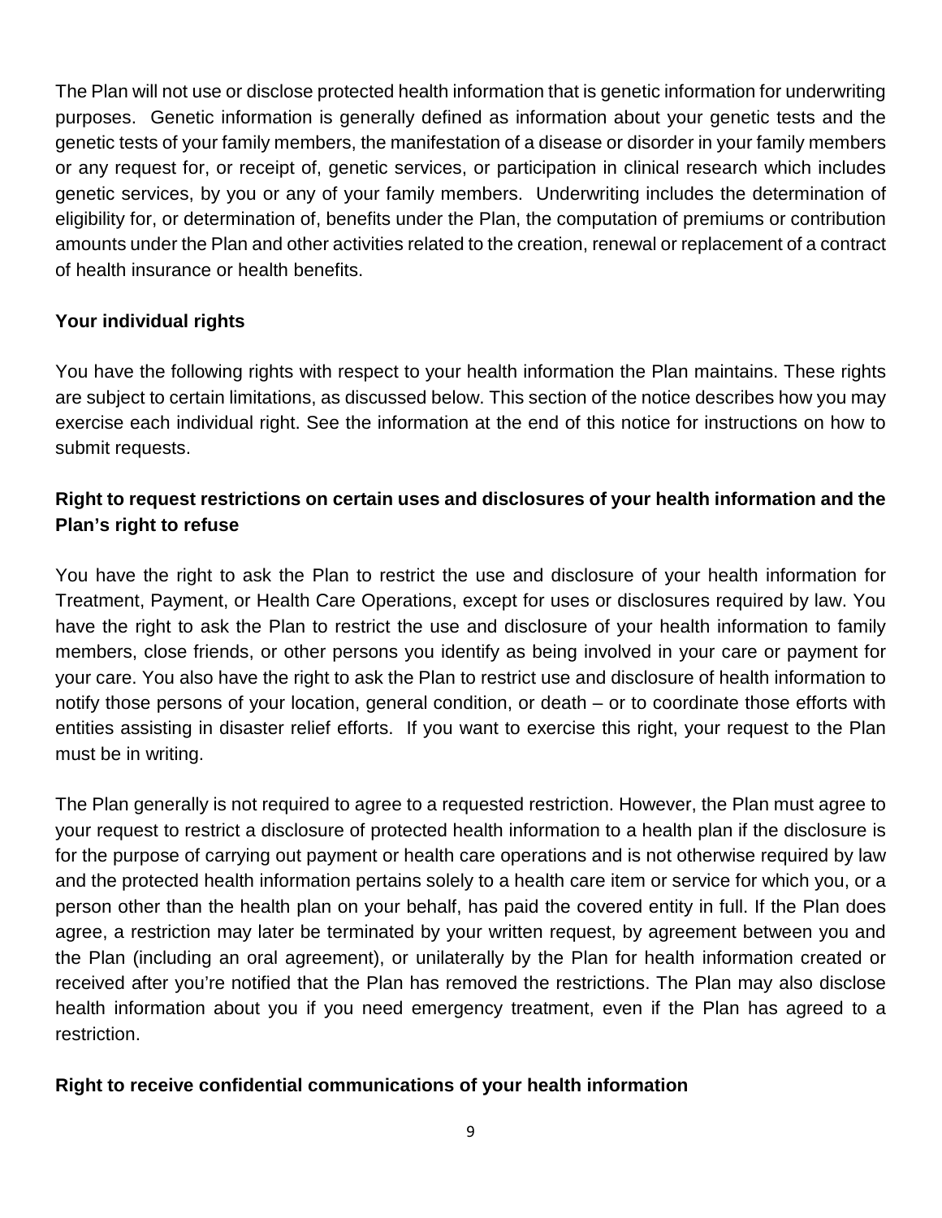The Plan will not use or disclose protected health information that is genetic information for underwriting purposes. Genetic information is generally defined as information about your genetic tests and the genetic tests of your family members, the manifestation of a disease or disorder in your family members or any request for, or receipt of, genetic services, or participation in clinical research which includes genetic services, by you or any of your family members. Underwriting includes the determination of eligibility for, or determination of, benefits under the Plan, the computation of premiums or contribution amounts under the Plan and other activities related to the creation, renewal or replacement of a contract of health insurance or health benefits.

**Your individual rights**

You have the following rights with respect to your health information the Plan maintains. These rights are subject to certain limitations, as discussed below. This section of the notice describes how you may exercise each individual right. See the information at the end of this notice for instructions on how to submit requests.

**Right to request restrictions on certain uses and disclosures of your health information and the Plan's right to refuse**

You have the right to ask the Plan to restrict the use and disclosure of your health information for Treatment, Payment, or Health Care Operations, except for uses or disclosures required by law. You have the right to ask the Plan to restrict the use and disclosure of your health information to family members, close friends, or other persons you identify as being involved in your care or payment for your care. You also have the right to ask the Plan to restrict use and disclosure of health information to notify those persons of your location, general condition, or death – or to coordinate those efforts with entities assisting in disaster relief efforts. If you want to exercise this right, your request to the Plan must be in writing.

The Plan generally is not required to agree to a requested restriction. However, the Plan must agree to your request to restrict a disclosure of protected health information to a health plan if the disclosure is for the purpose of carrying out payment or health care operations and is not otherwise required by law and the protected health information pertains solely to a health care item or service for which you, or a person other than the health plan on your behalf, has paid the covered entity in full. If the Plan does agree, a restriction may later be terminated by your written request, by agreement between you and the Plan (including an oral agreement), or unilaterally by the Plan for health information created or received after you're notified that the Plan has removed the restrictions. The Plan may also disclose health information about you if you need emergency treatment, even if the Plan has agreed to a restriction.

**Right to receive confidential communications of your health information**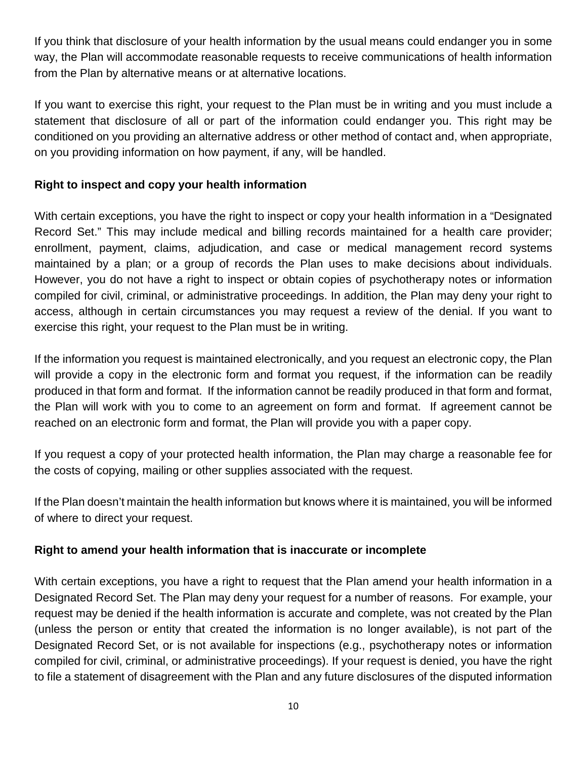If you think that disclosure of your health information by the usual means could endanger you in some way, the Plan will accommodate reasonable requests to receive communications of health information from the Plan by alternative means or at alternative locations.

If you want to exercise this right, your request to the Plan must be in writing and you must include a statement that disclosure of all or part of the information could endanger you. This right may be conditioned on you providing an alternative address or other method of contact and, when appropriate, on you providing information on how payment, if any, will be handled.

**Right to inspect and copy your health information**

With certain exceptions, you have the right to inspect or copy your health information in a "Designated Record Set." This may include medical and billing records maintained for a health care provider; enrollment, payment, claims, adjudication, and case or medical management record systems maintained by a plan; or a group of records the Plan uses to make decisions about individuals. However, you do not have a right to inspect or obtain copies of psychotherapy notes or information compiled for civil, criminal, or administrative proceedings. In addition, the Plan may deny your right to access, although in certain circumstances you may request a review of the denial. If you want to exercise this right, your request to the Plan must be in writing.

If the information you request is maintained electronically, and you request an electronic copy, the Plan will provide a copy in the electronic form and format you request, if the information can be readily produced in that form and format. If the information cannot be readily produced in that form and format, the Plan will work with you to come to an agreement on form and format. If agreement cannot be reached on an electronic form and format, the Plan will provide you with a paper copy.

If you request a copy of your protected health information, the Plan may charge a reasonable fee for the costs of copying, mailing or other supplies associated with the request.

If the Plan doesn't maintain the health information but knows where it is maintained, you will be informed of where to direct your request.

**Right to amend your health information that is inaccurate or incomplete**

With certain exceptions, you have a right to request that the Plan amend your health information in a Designated Record Set. The Plan may deny your request for a number of reasons. For example, your request may be denied if the health information is accurate and complete, was not created by the Plan (unless the person or entity that created the information is no longer available), is not part of the Designated Record Set, or is not available for inspections (e.g., psychotherapy notes or information compiled for civil, criminal, or administrative proceedings). If your request is denied, you have the right to file a statement of disagreement with the Plan and any future disclosures of the disputed information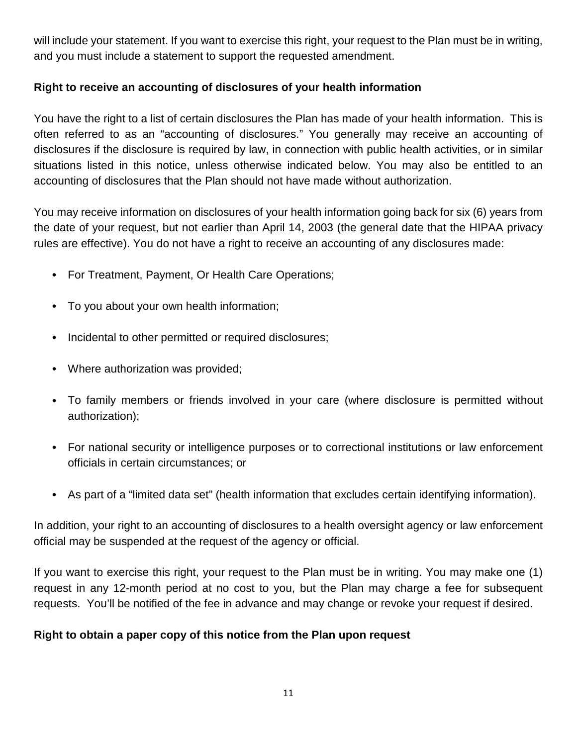will include your statement. If you want to exercise this right, your request to the Plan must be in writing, and you must include a statement to support the requested amendment.

**Right to receive an accounting of disclosures of your health information**

You have the right to a list of certain disclosures the Plan has made of your health information. This is often referred to as an "accounting of disclosures." You generally may receive an accounting of disclosures if the disclosure is required by law, in connection with public health activities, or in similar situations listed in this notice, unless otherwise indicated below. You may also be entitled to an accounting of disclosures that the Plan should not have made without authorization.

You may receive information on disclosures of your health information going back for six (6) years from the date of your request, but not earlier than April 14, 2003 (the general date that the HIPAA privacy rules are effective). You do not have a right to receive an accounting of any disclosures made:

- For Treatment, Payment, Or Health Care Operations;
- To you about your own health information;
- Incidental to other permitted or required disclosures;
- Where authorization was provided;
- To family members or friends involved in your care (where disclosure is permitted without authorization);
- For national security or intelligence purposes or to correctional institutions or law enforcement officials in certain circumstances; or
- As part of a "limited data set" (health information that excludes certain identifying information).

In addition, your right to an accounting of disclosures to a health oversight agency or law enforcement official may be suspended at the request of the agency or official.

If you want to exercise this right, your request to the Plan must be in writing. You may make one (1) request in any 12-month period at no cost to you, but the Plan may charge a fee for subsequent requests. You'll be notified of the fee in advance and may change or revoke your request if desired.

**Right to obtain a paper copy of this notice from the Plan upon request**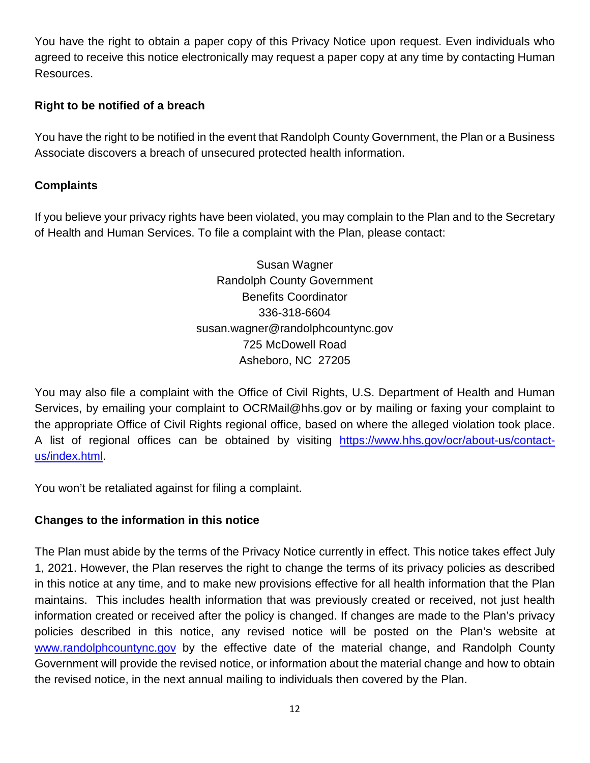You have the right to obtain a paper copy of this Privacy Notice upon request. Even individuals who agreed to receive this notice electronically may request a paper copy at any time by contacting Human Resources.

**Right to be notified of a breach**

You have the right to be notified in the event that Randolph County Government, the Plan or a Business Associate discovers a breach of unsecured protected health information.

**Complaints**

If you believe your privacy rights have been violated, you may complain to the Plan and to the Secretary of Health and Human Services. To file a complaint with the Plan, please contact:

Susan Wagner
Randolph County Government
Benefits Coordinator
336-318-6604
susan.wagner@randolphcountync.gov
725 McDowell Road
Asheboro, NC 27205

You may also file a complaint with the Office of Civil Rights, U.S. Department of Health and Human Services, by emailing your complaint to OCRMail@hhs.gov or by mailing or faxing your complaint to the appropriate Office of Civil Rights regional office, based on where the alleged violation took place. A list of regional offices can be obtained by visiting [https://www.hhs.gov/ocr/about-us/contact-us/index.html](https://www.hhs.gov/ocr/about-us/contact-us/index.html).

You won't be retaliated against for filing a complaint.

**Changes to the information in this notice**

The Plan must abide by the terms of the Privacy Notice currently in effect. This notice takes effect July 1, 2021. However, the Plan reserves the right to change the terms of its privacy policies as described in this notice at any time, and to make new provisions effective for all health information that the Plan maintains. This includes health information that was previously created or received, not just health information created or received after the policy is changed. If changes are made to the Plan's privacy policies described in this notice, any revised notice will be posted on the Plan's website at [www.randolphcountync.gov](www.randolphcountync.gov) by the effective date of the material change, and Randolph County Government will provide the revised notice, or information about the material change and how to obtain the revised notice, in the next annual mailing to individuals then covered by the Plan.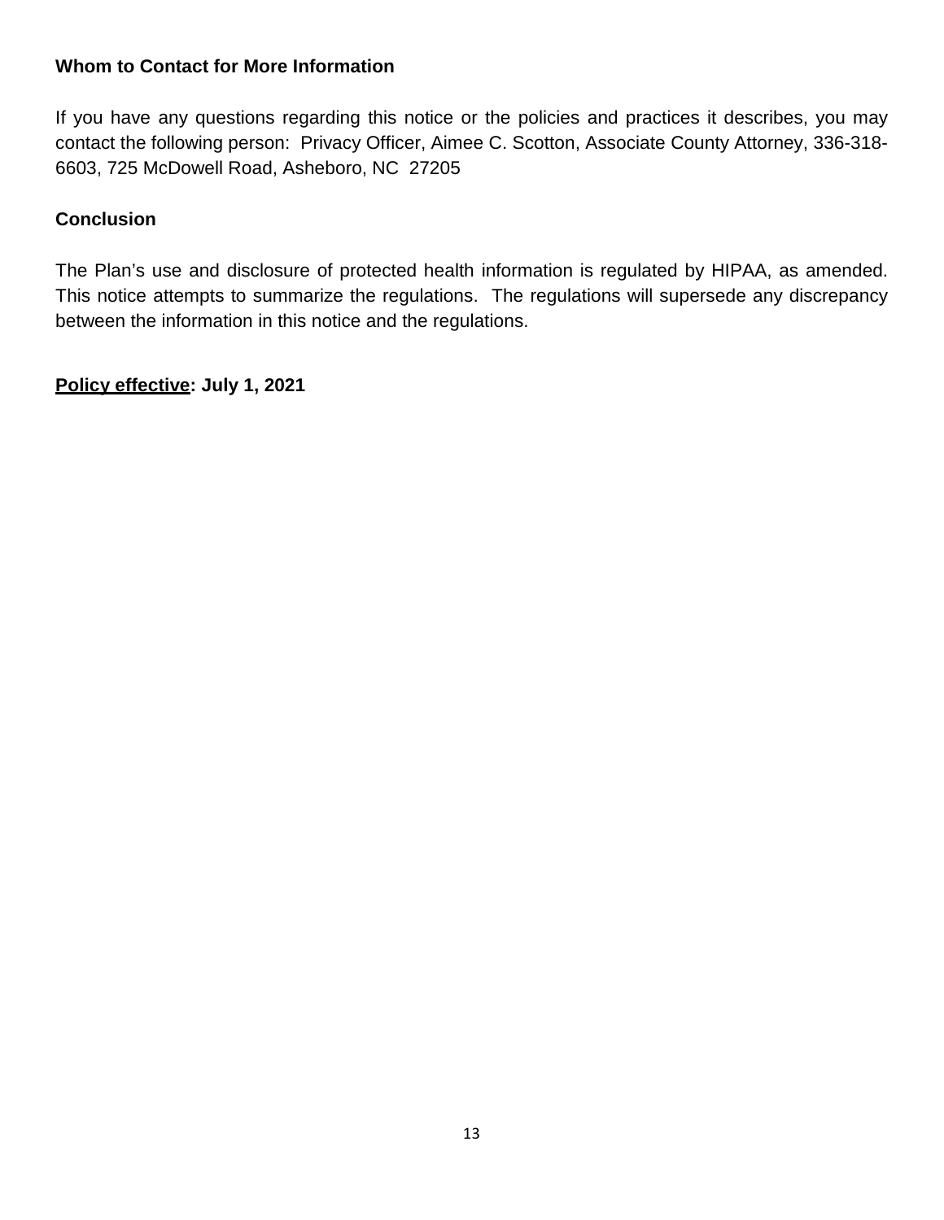**Whom to Contact for More Information**

If you have any questions regarding this notice or the policies and practices it describes, you may contact the following person: Privacy Officer, Aimee C. Scotton, Associate County Attorney, 336-318-6603, 725 McDowell Road, Asheboro, NC 27205

**Conclusion**

The Plan's use and disclosure of protected health information is regulated by HIPAA, as amended. This notice attempts to summarize the regulations. The regulations will supersede any discrepancy between the information in this notice and the regulations.

**Policy effective: July 1, 2021**